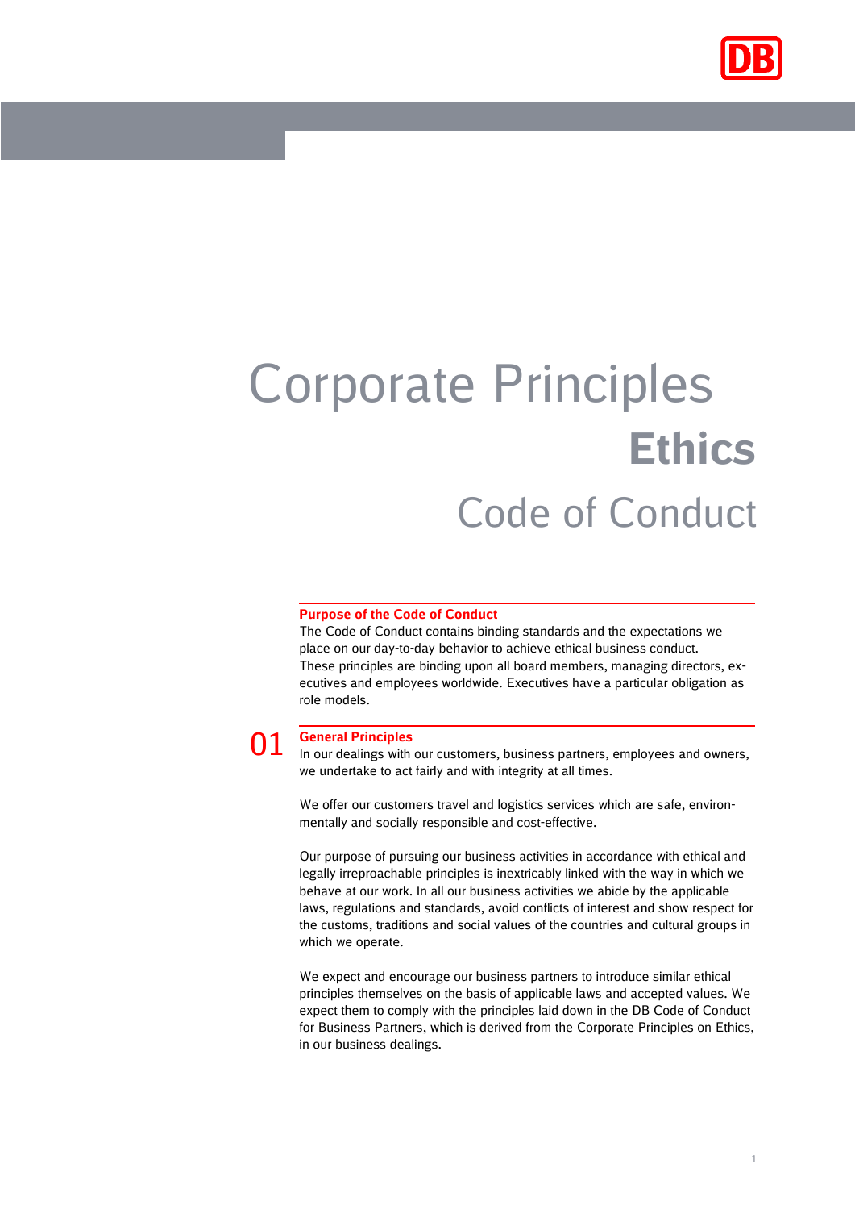# Corporate Principles

## Ethics

## Code of Conduct

### Purpose of the Code of Conduct

The Code of Conduct contains binding standards and the expectations we place on our day-to-day behavior to achieve ethical business conduct. These principles are binding upon all board members, managing directors, executives and employees worldwide. Executives have a particular obligation as role models.

### 01 General Principles

In our dealings with our customers, business partners, employees and owners, we undertake to act fairly and with integrity at all times.

We offer our customers travel and logistics services which are safe, environmentally and socially responsible and cost-effective.

Our purpose of pursuing our business activities in accordance with ethical and legally irreproachable principles is inextricably linked with the way in which we behave at our work. In all our business activities we abide by the applicable laws, regulations and standards, avoid conflicts of interest and show respect for the customs, traditions and social values of the countries and cultural groups in which we operate.

We expect and encourage our business partners to introduce similar ethical principles themselves on the basis of applicable laws and accepted values. We expect them to comply with the principles laid down in the DB Code of Conduct for Business Partners, which is derived from the Corporate Principles on Ethics, in our business dealings.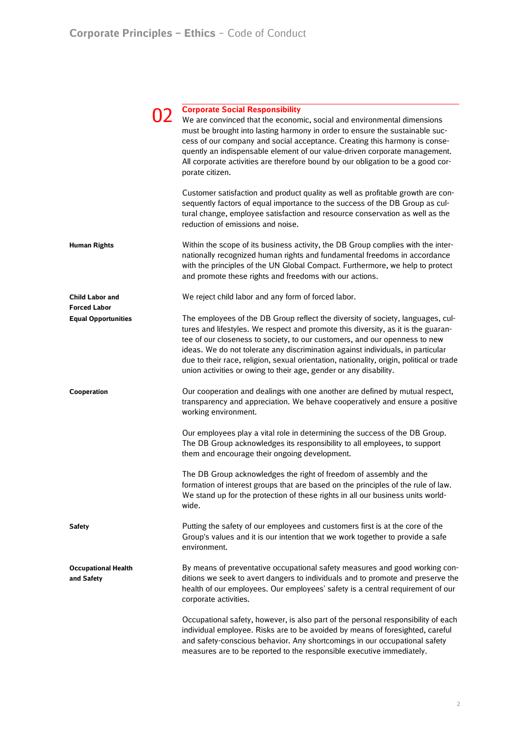## 02 Corporate Social Responsibility

We are convinced that the economic, social and environmental dimensions must be brought into lasting harmony in order to ensure the sustainable success of our company and social acceptance. Creating this harmony is consequently an indispensable element of our value-driven corporate management. All corporate activities are therefore bound by our obligation to be a good corporate citizen.

Customer satisfaction and product quality as well as profitable growth are consequently factors of equal importance to the success of the DB Group as cultural change, employee satisfaction and resource conservation as well as the reduction of emissions and noise.

**Human Rights**

Within the scope of its business activity, the DB Group complies with the internationally recognized human rights and fundamental freedoms in accordance with the principles of the UN Global Compact. Furthermore, we help to protect and promote these rights and freedoms with our actions.

**Child Labor and Forced Labor**

We reject child labor and any form of forced labor.

**Equal Opportunities**

The employees of the DB Group reflect the diversity of society, languages, cultures and lifestyles. We respect and promote this diversity, as it is the guarantee of our closeness to society, to our customers, and our openness to new ideas. We do not tolerate any discrimination against individuals, in particular due to their race, religion, sexual orientation, nationality, origin, political or trade union activities or owing to their age, gender or any disability.

**Cooperation**

Our cooperation and dealings with one another are defined by mutual respect, transparency and appreciation. We behave cooperatively and ensure a positive working environment.

Our employees play a vital role in determining the success of the DB Group. The DB Group acknowledges its responsibility to all employees, to support them and encourage their ongoing development.

The DB Group acknowledges the right of freedom of assembly and the formation of interest groups that are based on the principles of the rule of law. We stand up for the protection of these rights in all our business units worldwide.

**Safety**

Putting the safety of our employees and customers first is at the core of the Group's values and it is our intention that we work together to provide a safe environment.

**Occupational Health and Safety**

By means of preventative occupational safety measures and good working conditions we seek to avert dangers to individuals and to promote and preserve the health of our employees. Our employees' safety is a central requirement of our corporate activities.

Occupational safety, however, is also part of the personal responsibility of each individual employee. Risks are to be avoided by means of foresighted, careful and safety-conscious behavior. Any shortcomings in our occupational safety measures are to be reported to the responsible executive immediately.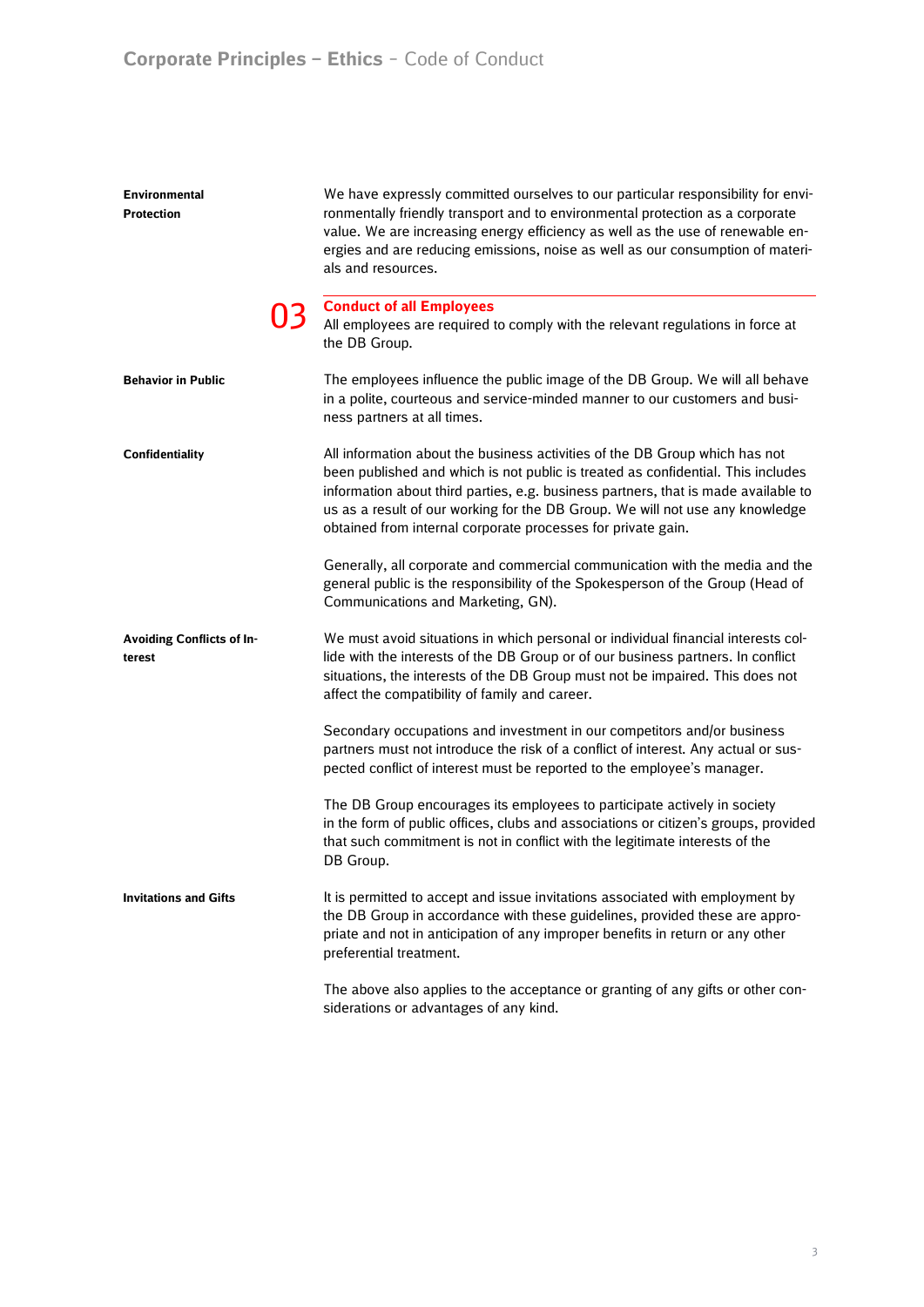**Environmental Protection**

We have expressly committed ourselves to our particular responsibility for environmentally friendly transport and to environmental protection as a corporate value. We are increasing energy efficiency as well as the use of renewable energies and are reducing emissions, noise as well as our consumption of materials and resources.

## 03 Conduct of all Employees

All employees are required to comply with the relevant regulations in force at the DB Group.

**Behavior in Public**

The employees influence the public image of the DB Group. We will all behave in a polite, courteous and service-minded manner to our customers and business partners at all times.

**Confidentiality**

All information about the business activities of the DB Group which has not been published and which is not public is treated as confidential. This includes information about third parties, e.g. business partners, that is made available to us as a result of our working for the DB Group. We will not use any knowledge obtained from internal corporate processes for private gain.

Generally, all corporate and commercial communication with the media and the general public is the responsibility of the Spokesperson of the Group (Head of Communications and Marketing, GN).

**Avoiding Conflicts of Interest**

We must avoid situations in which personal or individual financial interests collide with the interests of the DB Group or of our business partners. In conflict situations, the interests of the DB Group must not be impaired. This does not affect the compatibility of family and career.

Secondary occupations and investment in our competitors and/or business partners must not introduce the risk of a conflict of interest. Any actual or suspected conflict of interest must be reported to the employee's manager.

The DB Group encourages its employees to participate actively in society in the form of public offices, clubs and associations or citizen's groups, provided that such commitment is not in conflict with the legitimate interests of the DB Group.

**Invitations and Gifts**

It is permitted to accept and issue invitations associated with employment by the DB Group in accordance with these guidelines, provided these are appropriate and not in anticipation of any improper benefits in return or any other preferential treatment.

The above also applies to the acceptance or granting of any gifts or other considerations or advantages of any kind.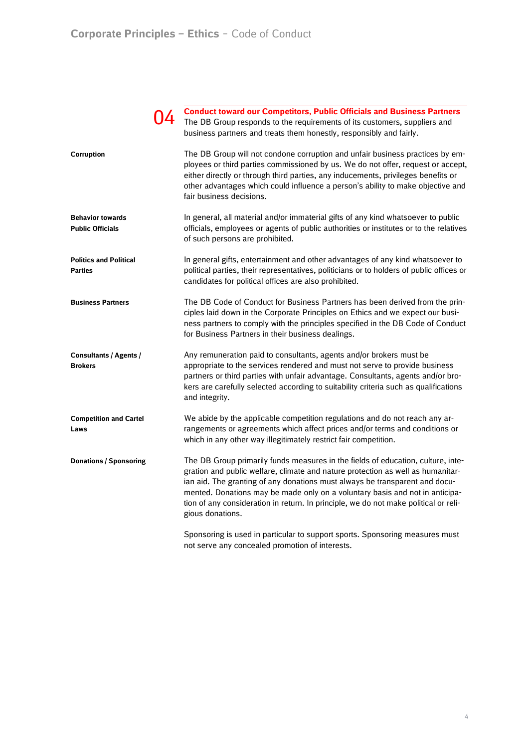## 04 Conduct toward our Competitors, Public Officials and Business Partners

The DB Group responds to the requirements of its customers, suppliers and business partners and treats them honestly, responsibly and fairly.

**Corruption**

The DB Group will not condone corruption and unfair business practices by employees or third parties commissioned by us. We do not offer, request or accept, either directly or through third parties, any inducements, privileges benefits or other advantages which could influence a person's ability to make objective and fair business decisions.

**Behavior towards Public Officials**

In general, all material and/or immaterial gifts of any kind whatsoever to public officials, employees or agents of public authorities or institutes or to the relatives of such persons are prohibited.

**Politics and Political Parties**

In general gifts, entertainment and other advantages of any kind whatsoever to political parties, their representatives, politicians or to holders of public offices or candidates for political offices are also prohibited.

**Business Partners**

The DB Code of Conduct for Business Partners has been derived from the principles laid down in the Corporate Principles on Ethics and we expect our business partners to comply with the principles specified in the DB Code of Conduct for Business Partners in their business dealings.

**Consultants / Agents / Brokers**

Any remuneration paid to consultants, agents and/or brokers must be appropriate to the services rendered and must not serve to provide business partners or third parties with unfair advantage. Consultants, agents and/or brokers are carefully selected according to suitability criteria such as qualifications and integrity.

**Competition and Cartel Laws**

We abide by the applicable competition regulations and do not reach any arrangements or agreements which affect prices and/or terms and conditions or which in any other way illegitimately restrict fair competition.

**Donations / Sponsoring**

The DB Group primarily funds measures in the fields of education, culture, integration and public welfare, climate and nature protection as well as humanitarian aid. The granting of any donations must always be transparent and documented. Donations may be made only on a voluntary basis and not in anticipation of any consideration in return. In principle, we do not make political or religious donations.

Sponsoring is used in particular to support sports. Sponsoring measures must not serve any concealed promotion of interests.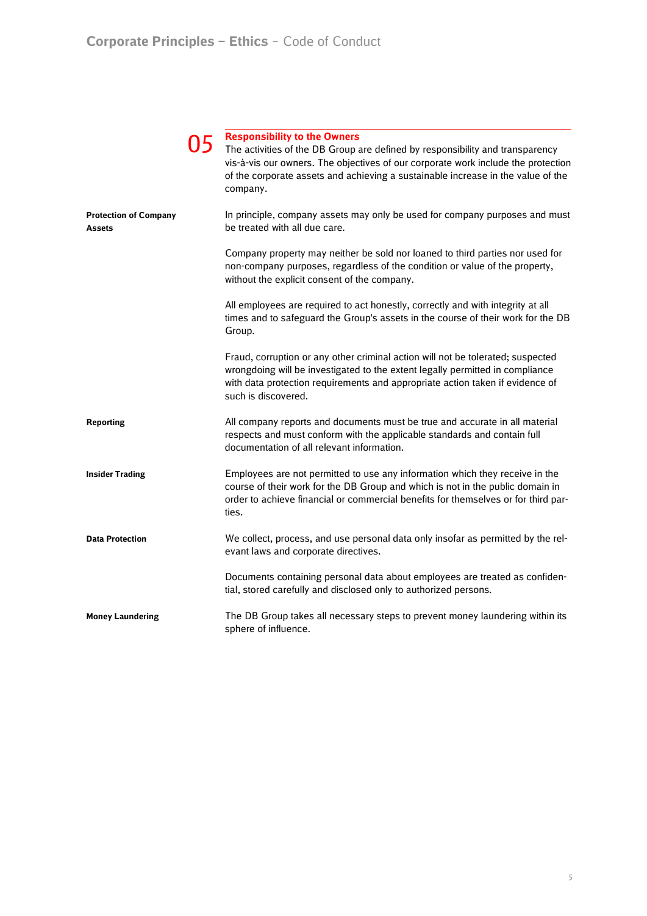## 05 Responsibility to the Owners

The activities of the DB Group are defined by responsibility and transparency vis-à-vis our owners. The objectives of our corporate work include the protection of the corporate assets and achieving a sustainable increase in the value of the company.

**Protection of Company Assets**

In principle, company assets may only be used for company purposes and must be treated with all due care.

Company property may neither be sold nor loaned to third parties nor used for non-company purposes, regardless of the condition or value of the property, without the explicit consent of the company.

All employees are required to act honestly, correctly and with integrity at all times and to safeguard the Group's assets in the course of their work for the DB Group.

Fraud, corruption or any other criminal action will not be tolerated; suspected wrongdoing will be investigated to the extent legally permitted in compliance with data protection requirements and appropriate action taken if evidence of such is discovered.

**Reporting**

All company reports and documents must be true and accurate in all material respects and must conform with the applicable standards and contain full documentation of all relevant information.

**Insider Trading**

Employees are not permitted to use any information which they receive in the course of their work for the DB Group and which is not in the public domain in order to achieve financial or commercial benefits for themselves or for third parties.

**Data Protection**

We collect, process, and use personal data only insofar as permitted by the relevant laws and corporate directives.

Documents containing personal data about employees are treated as confidential, stored carefully and disclosed only to authorized persons.

**Money Laundering**

The DB Group takes all necessary steps to prevent money laundering within its sphere of influence.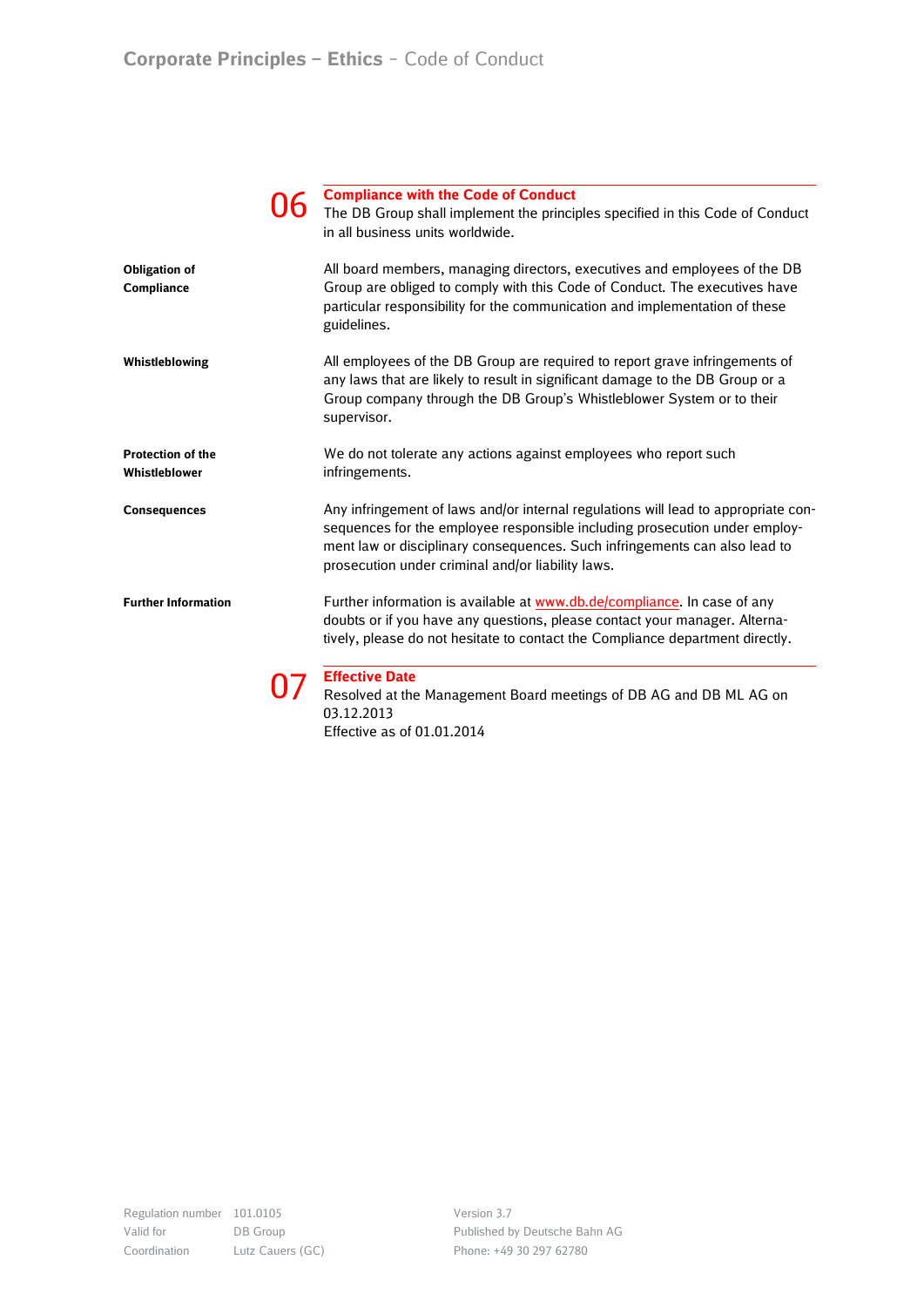## 06 Compliance with the Code of Conduct

The DB Group shall implement the principles specified in this Code of Conduct in all business units worldwide.

**Obligation of Compliance**

All board members, managing directors, executives and employees of the DB Group are obliged to comply with this Code of Conduct. The executives have particular responsibility for the communication and implementation of these guidelines.

**Whistleblowing**

All employees of the DB Group are required to report grave infringements of any laws that are likely to result in significant damage to the DB Group or a Group company through the DB Group's Whistleblower System or to their supervisor.

**Protection of the Whistleblower**

We do not tolerate any actions against employees who report such infringements.

**Consequences**

Any infringement of laws and/or internal regulations will lead to appropriate consequences for the employee responsible including prosecution under employment law or disciplinary consequences. Such infringements can also lead to prosecution under criminal and/or liability laws.

**Further Information**

Further information is available at www.db.de/compliance. In case of any doubts or if you have any questions, please contact your manager. Alternatively, please do not hesitate to contact the Compliance department directly.

## 07 Effective Date

Resolved at the Management Board meetings of DB AG and DB ML AG on 03.12.2013

Effective as of 01.01.2014

| | | |
|---|---|---|
| Regulation number | 101.0105 | Version 3.7 |
| Valid for | DB Group | Published by Deutsche Bahn AG |
| Coordination | Lutz Cauers (GC) | Phone: +49 30 297 62780 |